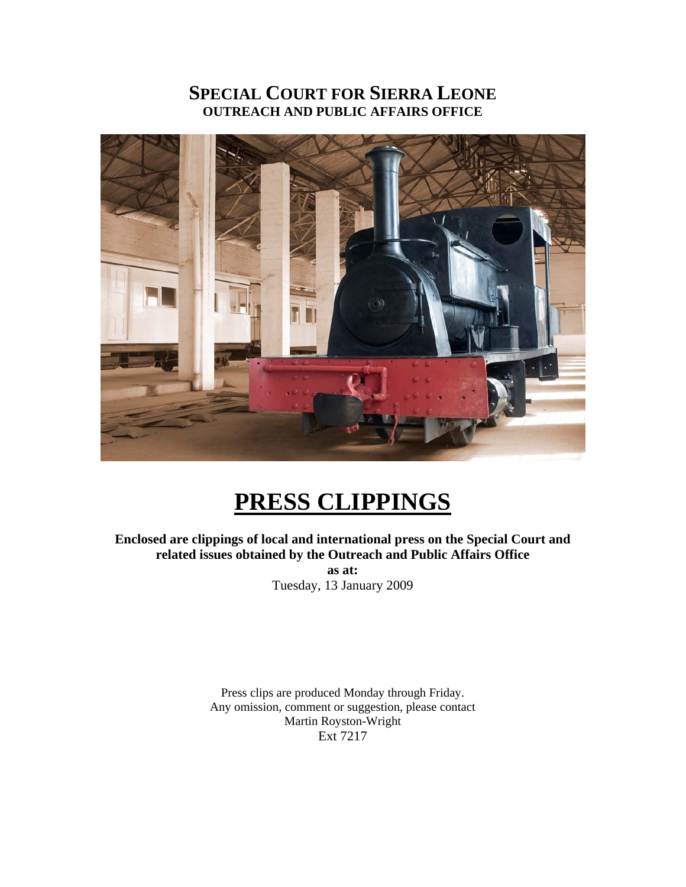# SPECIAL COURT FOR SIERRA LEONE
**OUTREACH AND PUBLIC AFFAIRS OFFICE**

# PRESS CLIPPINGS

**Enclosed are clippings of local and international press on the Special Court and related issues obtained by the Outreach and Public Affairs Office**

**as at:**

Tuesday, 13 January 2009

Press clips are produced Monday through Friday.
Any omission, comment or suggestion, please contact
Martin Royston-Wright
Ext 7217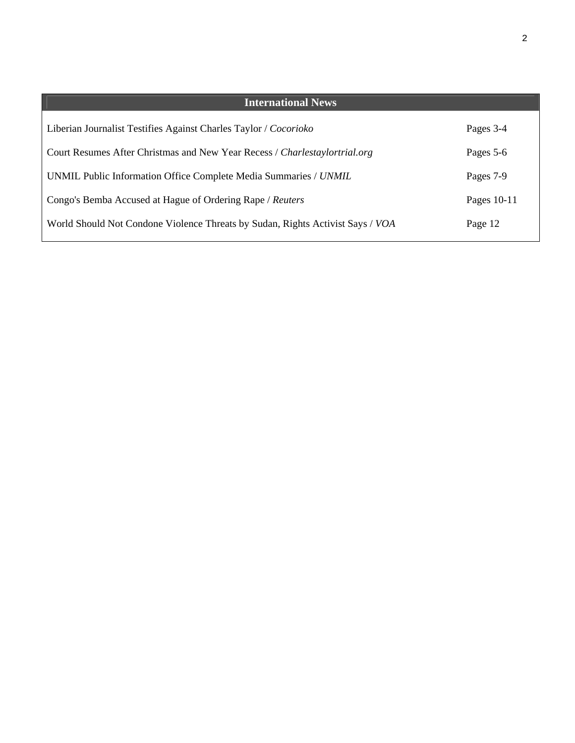## International News

| | |
|---|---|
| Liberian Journalist Testifies Against Charles Taylor / *Cocorioko* | Pages 3-4 |
| Court Resumes After Christmas and New Year Recess / *Charlestaylortrial.org* | Pages 5-6 |
| UNMIL Public Information Office Complete Media Summaries / *UNMIL* | Pages 7-9 |
| Congo's Bemba Accused at Hague of Ordering Rape / *Reuters* | Pages 10-11 |
| World Should Not Condone Violence Threats by Sudan, Rights Activist Says / *VOA* | Page 12 |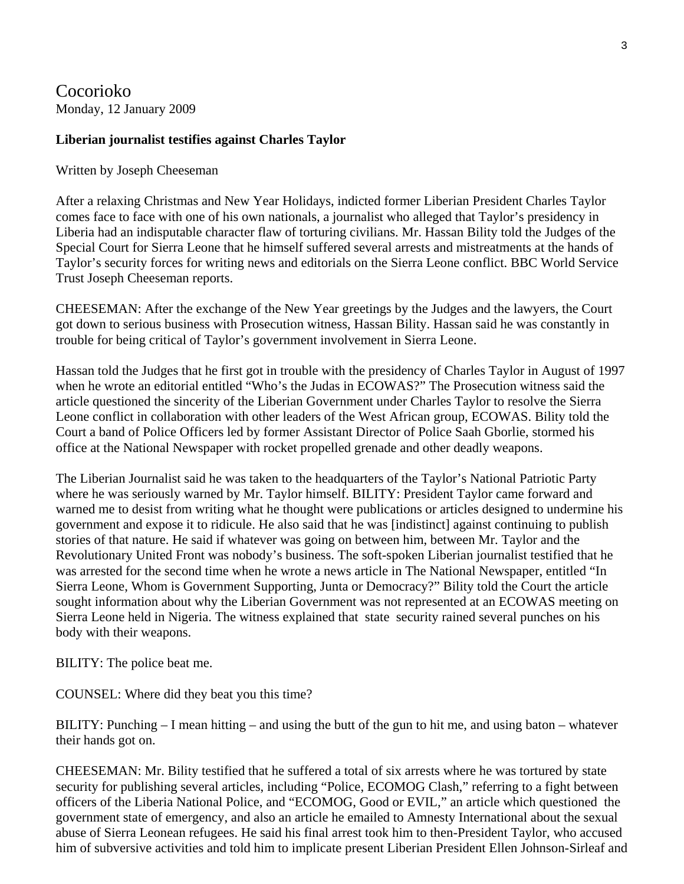Cocorioko
Monday, 12 January 2009

**Liberian journalist testifies against Charles Taylor**

Written by Joseph Cheeseman

After a relaxing Christmas and New Year Holidays, indicted former Liberian President Charles Taylor comes face to face with one of his own nationals, a journalist who alleged that Taylor's presidency in Liberia had an indisputable character flaw of torturing civilians. Mr. Hassan Bility told the Judges of the Special Court for Sierra Leone that he himself suffered several arrests and mistreatments at the hands of Taylor's security forces for writing news and editorials on the Sierra Leone conflict. BBC World Service Trust Joseph Cheeseman reports.

CHEESEMAN: After the exchange of the New Year greetings by the Judges and the lawyers, the Court got down to serious business with Prosecution witness, Hassan Bility. Hassan said he was constantly in trouble for being critical of Taylor's government involvement in Sierra Leone.

Hassan told the Judges that he first got in trouble with the presidency of Charles Taylor in August of 1997 when he wrote an editorial entitled "Who's the Judas in ECOWAS?" The Prosecution witness said the article questioned the sincerity of the Liberian Government under Charles Taylor to resolve the Sierra Leone conflict in collaboration with other leaders of the West African group, ECOWAS. Bility told the Court a band of Police Officers led by former Assistant Director of Police Saah Gborlie, stormed his office at the National Newspaper with rocket propelled grenade and other deadly weapons.

The Liberian Journalist said he was taken to the headquarters of the Taylor's National Patriotic Party where he was seriously warned by Mr. Taylor himself. BILITY: President Taylor came forward and warned me to desist from writing what he thought were publications or articles designed to undermine his government and expose it to ridicule. He also said that he was [indistinct] against continuing to publish stories of that nature. He said if whatever was going on between him, between Mr. Taylor and the Revolutionary United Front was nobody's business. The soft-spoken Liberian journalist testified that he was arrested for the second time when he wrote a news article in The National Newspaper, entitled "In Sierra Leone, Whom is Government Supporting, Junta or Democracy?" Bility told the Court the article sought information about why the Liberian Government was not represented at an ECOWAS meeting on Sierra Leone held in Nigeria. The witness explained that state security rained several punches on his body with their weapons.

BILITY: The police beat me.

COUNSEL: Where did they beat you this time?

BILITY: Punching – I mean hitting – and using the butt of the gun to hit me, and using baton – whatever their hands got on.

CHEESEMAN: Mr. Bility testified that he suffered a total of six arrests where he was tortured by state security for publishing several articles, including "Police, ECOMOG Clash," referring to a fight between officers of the Liberia National Police, and "ECOMOG, Good or EVIL," an article which questioned the government state of emergency, and also an article he emailed to Amnesty International about the sexual abuse of Sierra Leonean refugees. He said his final arrest took him to then-President Taylor, who accused him of subversive activities and told him to implicate present Liberian President Ellen Johnson-Sirleaf and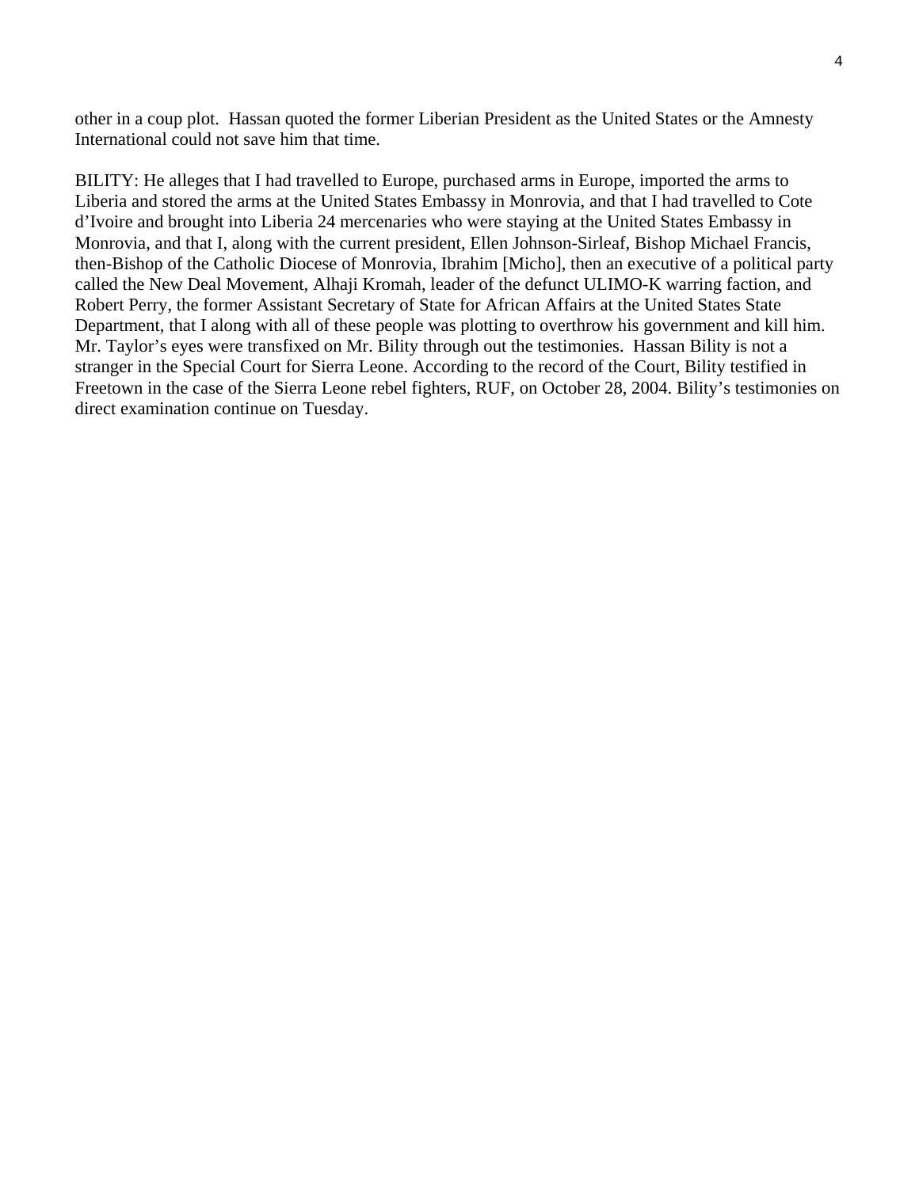other in a coup plot. Hassan quoted the former Liberian President as the United States or the Amnesty International could not save him that time.

BILITY: He alleges that I had travelled to Europe, purchased arms in Europe, imported the arms to Liberia and stored the arms at the United States Embassy in Monrovia, and that I had travelled to Cote d'Ivoire and brought into Liberia 24 mercenaries who were staying at the United States Embassy in Monrovia, and that I, along with the current president, Ellen Johnson-Sirleaf, Bishop Michael Francis, then-Bishop of the Catholic Diocese of Monrovia, Ibrahim [Micho], then an executive of a political party called the New Deal Movement, Alhaji Kromah, leader of the defunct ULIMO-K warring faction, and Robert Perry, the former Assistant Secretary of State for African Affairs at the United States State Department, that I along with all of these people was plotting to overthrow his government and kill him. Mr. Taylor's eyes were transfixed on Mr. Bility through out the testimonies. Hassan Bility is not a stranger in the Special Court for Sierra Leone. According to the record of the Court, Bility testified in Freetown in the case of the Sierra Leone rebel fighters, RUF, on October 28, 2004. Bility's testimonies on direct examination continue on Tuesday.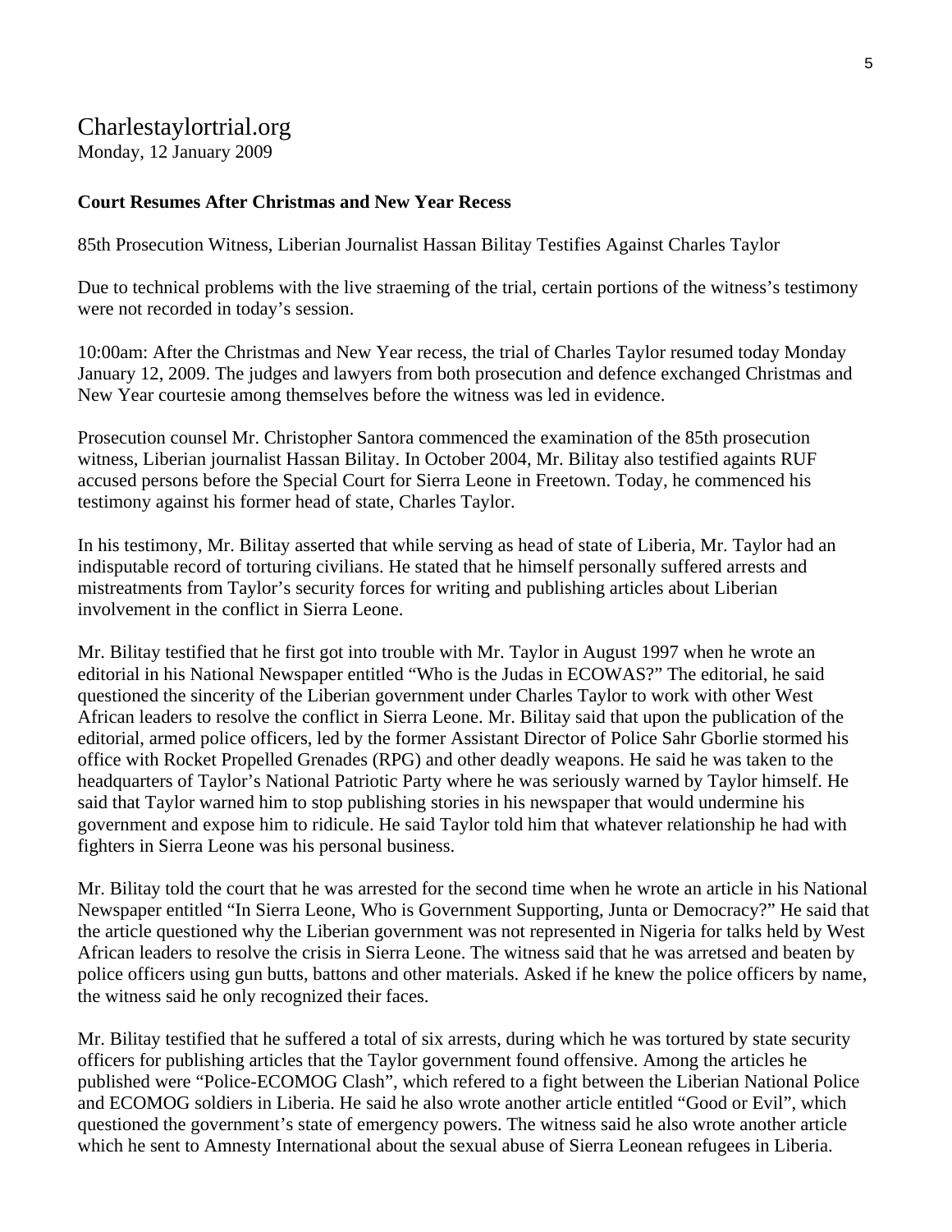## Charlestaylortrial.org

Monday, 12 January 2009

**Court Resumes After Christmas and New Year Recess**

85th Prosecution Witness, Liberian Journalist Hassan Bilitay Testifies Against Charles Taylor

Due to technical problems with the live straeming of the trial, certain portions of the witness's testimony were not recorded in today's session.

10:00am: After the Christmas and New Year recess, the trial of Charles Taylor resumed today Monday January 12, 2009. The judges and lawyers from both prosecution and defence exchanged Christmas and New Year courtesie among themselves before the witness was led in evidence.

Prosecution counsel Mr. Christopher Santora commenced the examination of the 85th prosecution witness, Liberian journalist Hassan Bilitay. In October 2004, Mr. Bilitay also testified againts RUF accused persons before the Special Court for Sierra Leone in Freetown. Today, he commenced his testimony against his former head of state, Charles Taylor.

In his testimony, Mr. Bilitay asserted that while serving as head of state of Liberia, Mr. Taylor had an indisputable record of torturing civilians. He stated that he himself personally suffered arrests and mistreatments from Taylor's security forces for writing and publishing articles about Liberian involvement in the conflict in Sierra Leone.

Mr. Bilitay testified that he first got into trouble with Mr. Taylor in August 1997 when he wrote an editorial in his National Newspaper entitled "Who is the Judas in ECOWAS?" The editorial, he said questioned the sincerity of the Liberian government under Charles Taylor to work with other West African leaders to resolve the conflict in Sierra Leone. Mr. Bilitay said that upon the publication of the editorial, armed police officers, led by the former Assistant Director of Police Sahr Gborlie stormed his office with Rocket Propelled Grenades (RPG) and other deadly weapons. He said he was taken to the headquarters of Taylor's National Patriotic Party where he was seriously warned by Taylor himself. He said that Taylor warned him to stop publishing stories in his newspaper that would undermine his government and expose him to ridicule. He said Taylor told him that whatever relationship he had with fighters in Sierra Leone was his personal business.

Mr. Bilitay told the court that he was arrested for the second time when he wrote an article in his National Newspaper entitled "In Sierra Leone, Who is Government Supporting, Junta or Democracy?" He said that the article questioned why the Liberian government was not represented in Nigeria for talks held by West African leaders to resolve the crisis in Sierra Leone. The witness said that he was arretsed and beaten by police officers using gun butts, battons and other materials. Asked if he knew the police officers by name, the witness said he only recognized their faces.

Mr. Bilitay testified that he suffered a total of six arrests, during which he was tortured by state security officers for publishing articles that the Taylor government found offensive. Among the articles he published were "Police-ECOMOG Clash", which refered to a fight between the Liberian National Police and ECOMOG soldiers in Liberia. He said he also wrote another article entitled "Good or Evil", which questioned the government's state of emergency powers. The witness said he also wrote another article which he sent to Amnesty International about the sexual abuse of Sierra Leonean refugees in Liberia.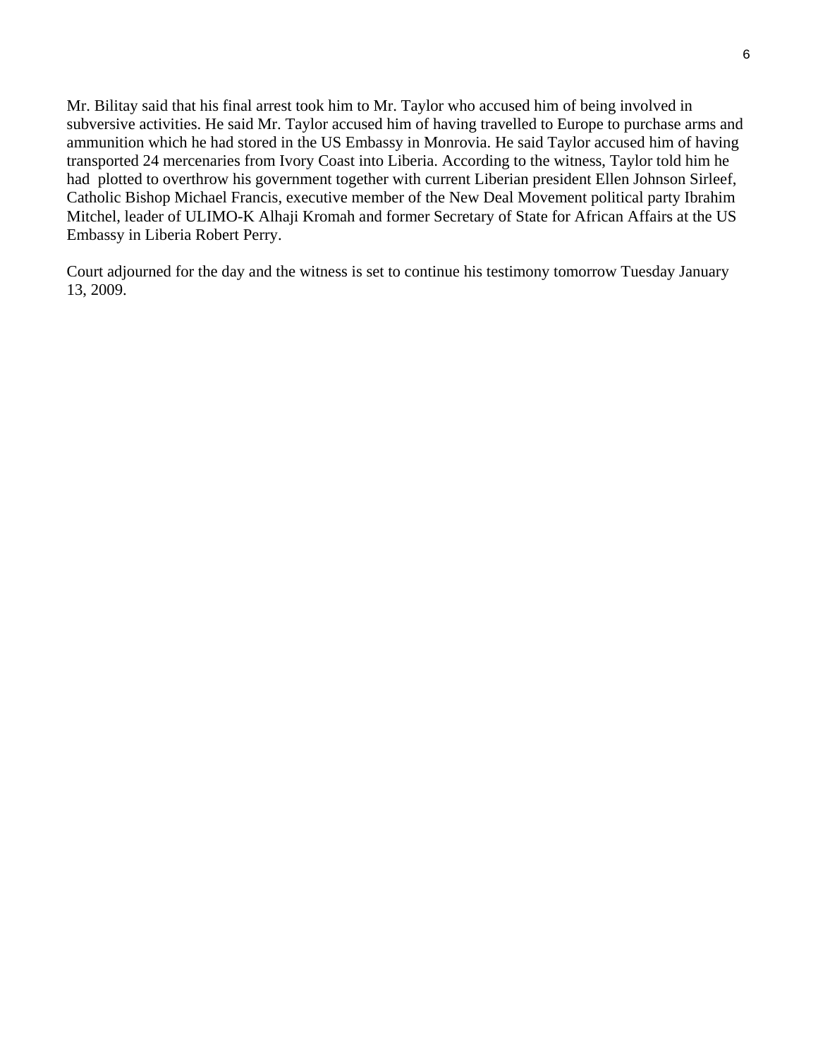Mr. Bilitay said that his final arrest took him to Mr. Taylor who accused him of being involved in subversive activities. He said Mr. Taylor accused him of having travelled to Europe to purchase arms and ammunition which he had stored in the US Embassy in Monrovia. He said Taylor accused him of having transported 24 mercenaries from Ivory Coast into Liberia. According to the witness, Taylor told him he had plotted to overthrow his government together with current Liberian president Ellen Johnson Sirleef, Catholic Bishop Michael Francis, executive member of the New Deal Movement political party Ibrahim Mitchel, leader of ULIMO-K Alhaji Kromah and former Secretary of State for African Affairs at the US Embassy in Liberia Robert Perry.

Court adjourned for the day and the witness is set to continue his testimony tomorrow Tuesday January 13, 2009.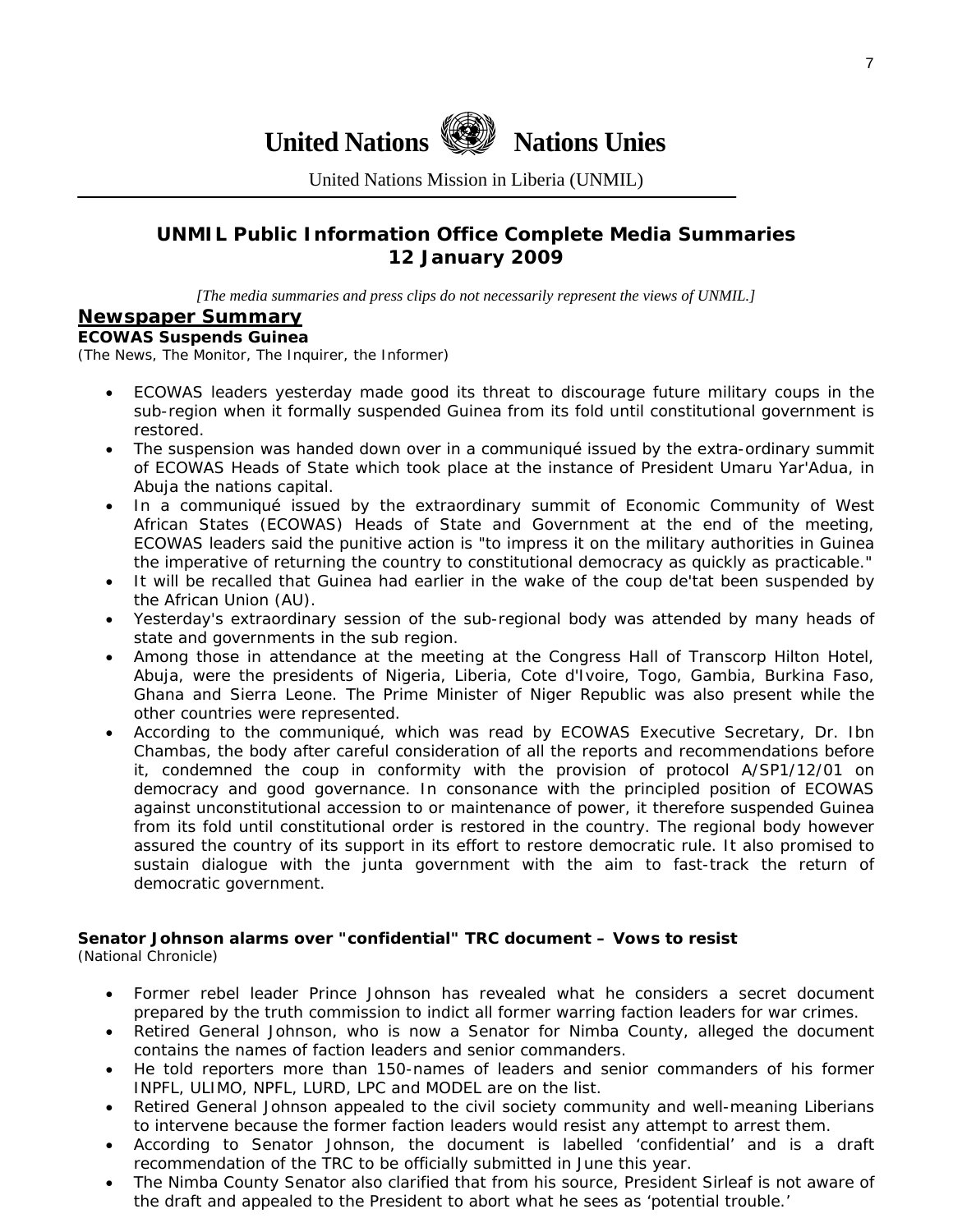**United Nations** **Nations Unies**

United Nations Mission in Liberia (UNMIL)

## UNMIL Public Information Office Complete Media Summaries
## 12 January 2009

*[The media summaries and press clips do not necessarily represent the views of UNMIL.]*

## Newspaper Summary

### ECOWAS Suspends Guinea

(The News, The Monitor, The Inquirer, the Informer)

- ECOWAS leaders yesterday made good its threat to discourage future military coups in the sub-region when it formally suspended Guinea from its fold until constitutional government is restored.
- The suspension was handed down over in a communiqué issued by the extra-ordinary summit of ECOWAS Heads of State which took place at the instance of President Umaru Yar'Adua, in Abuja the nations capital.
- In a communiqué issued by the extraordinary summit of Economic Community of West African States (ECOWAS) Heads of State and Government at the end of the meeting, ECOWAS leaders said the punitive action is "to impress it on the military authorities in Guinea the imperative of returning the country to constitutional democracy as quickly as practicable."
- It will be recalled that Guinea had earlier in the wake of the coup de'tat been suspended by the African Union (AU).
- Yesterday's extraordinary session of the sub-regional body was attended by many heads of state and governments in the sub region.
- Among those in attendance at the meeting at the Congress Hall of Transcorp Hilton Hotel, Abuja, were the presidents of Nigeria, Liberia, Cote d'Ivoire, Togo, Gambia, Burkina Faso, Ghana and Sierra Leone. The Prime Minister of Niger Republic was also present while the other countries were represented.
- According to the communiqué, which was read by ECOWAS Executive Secretary, Dr. Ibn Chambas, the body after careful consideration of all the reports and recommendations before it, condemned the coup in conformity with the provision of protocol A/SP1/12/01 on democracy and good governance. In consonance with the principled position of ECOWAS against unconstitutional accession to or maintenance of power, it therefore suspended Guinea from its fold until constitutional order is restored in the country. The regional body however assured the country of its support in its effort to restore democratic rule. It also promised to sustain dialogue with the junta government with the aim to fast-track the return of democratic government.

### Senator Johnson alarms over "confidential" TRC document – Vows to resist

(National Chronicle)

- Former rebel leader Prince Johnson has revealed what he considers a secret document prepared by the truth commission to indict all former warring faction leaders for war crimes.
- Retired General Johnson, who is now a Senator for Nimba County, alleged the document contains the names of faction leaders and senior commanders.
- He told reporters more than 150-names of leaders and senior commanders of his former INPFL, ULIMO, NPFL, LURD, LPC and MODEL are on the list.
- Retired General Johnson appealed to the civil society community and well-meaning Liberians to intervene because the former faction leaders would resist any attempt to arrest them.
- According to Senator Johnson, the document is labelled 'confidential' and is a draft recommendation of the TRC to be officially submitted in June this year.
- The Nimba County Senator also clarified that from his source, President Sirleaf is not aware of the draft and appealed to the President to abort what he sees as 'potential trouble.'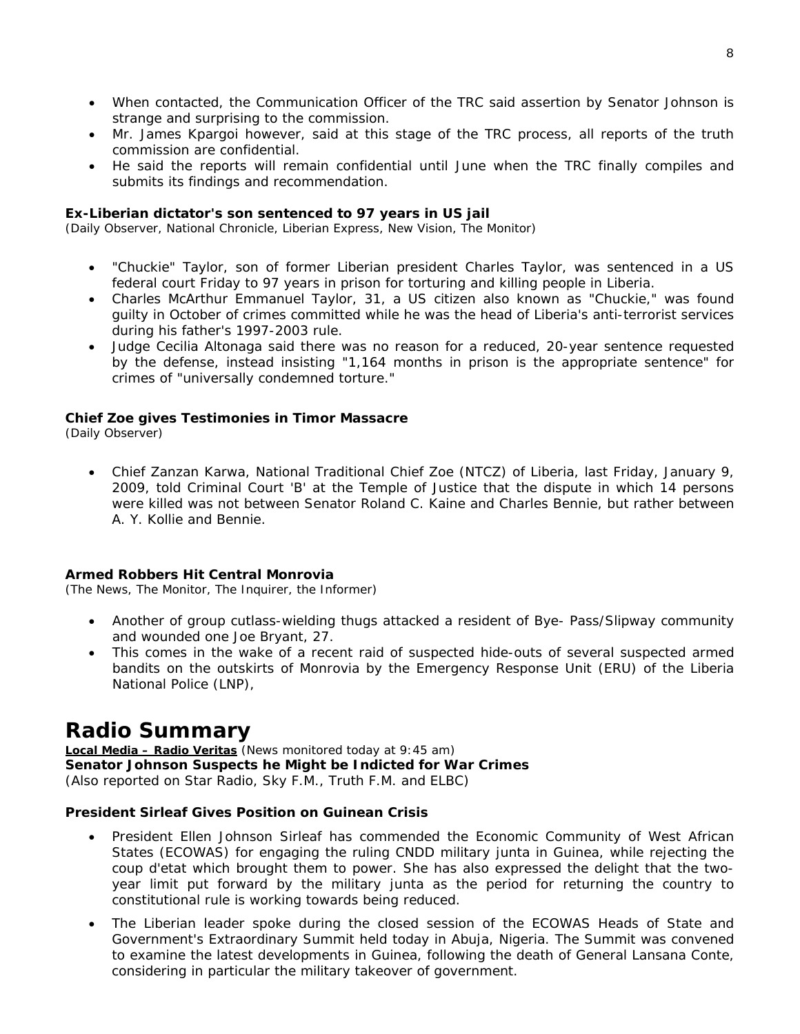- When contacted, the Communication Officer of the TRC said assertion by Senator Johnson is strange and surprising to the commission.
- Mr. James Kpargoi however, said at this stage of the TRC process, all reports of the truth commission are confidential.
- He said the reports will remain confidential until June when the TRC finally compiles and submits its findings and recommendation.

**Ex-Liberian dictator's son sentenced to 97 years in US jail**
*(Daily Observer, National Chronicle, Liberian Express, New Vision, The Monitor)*

- "Chuckie" Taylor, son of former Liberian president Charles Taylor, was sentenced in a US federal court Friday to 97 years in prison for torturing and killing people in Liberia.
- Charles McArthur Emmanuel Taylor, 31, a US citizen also known as "Chuckie," was found guilty in October of crimes committed while he was the head of Liberia's anti-terrorist services during his father's 1997-2003 rule.
- Judge Cecilia Altonaga said there was no reason for a reduced, 20-year sentence requested by the defense, instead insisting "1,164 months in prison is the appropriate sentence" for crimes of "universally condemned torture."

**Chief Zoe gives Testimonies in Timor Massacre**
*(Daily Observer)*

- Chief Zanzan Karwa, National Traditional Chief Zoe (NTCZ) of Liberia, last Friday, January 9, 2009, told Criminal Court 'B' at the Temple of Justice that the dispute in which 14 persons were killed was not between Senator Roland C. Kaine and Charles Bennie, but rather between A. Y. Kollie and Bennie.

**Armed Robbers Hit Central Monrovia**
*(The News, The Monitor, The Inquirer, the Informer)*

- Another of group cutlass-wielding thugs attacked a resident of Bye- Pass/Slipway community and wounded one Joe Bryant, 27.
- This comes in the wake of a recent raid of suspected hide-outs of several suspected armed bandits on the outskirts of Monrovia by the Emergency Response Unit (ERU) of the Liberia National Police (LNP),

# Radio Summary

**Local Media – Radio Veritas** (News monitored today at 9:45 am)
**Senator Johnson Suspects he Might be Indicted for War Crimes**
(Also reported on Star Radio, Sky F.M., Truth F.M. and ELBC)

**President Sirleaf Gives Position on Guinean Crisis**

- President Ellen Johnson Sirleaf has commended the Economic Community of West African States (ECOWAS) for engaging the ruling CNDD military junta in Guinea, while rejecting the coup d'etat which brought them to power. She has also expressed the delight that the two-year limit put forward by the military junta as the period for returning the country to constitutional rule is working towards being reduced.
- The Liberian leader spoke during the closed session of the ECOWAS Heads of State and Government's Extraordinary Summit held today in Abuja, Nigeria. The Summit was convened to examine the latest developments in Guinea, following the death of General Lansana Conte, considering in particular the military takeover of government.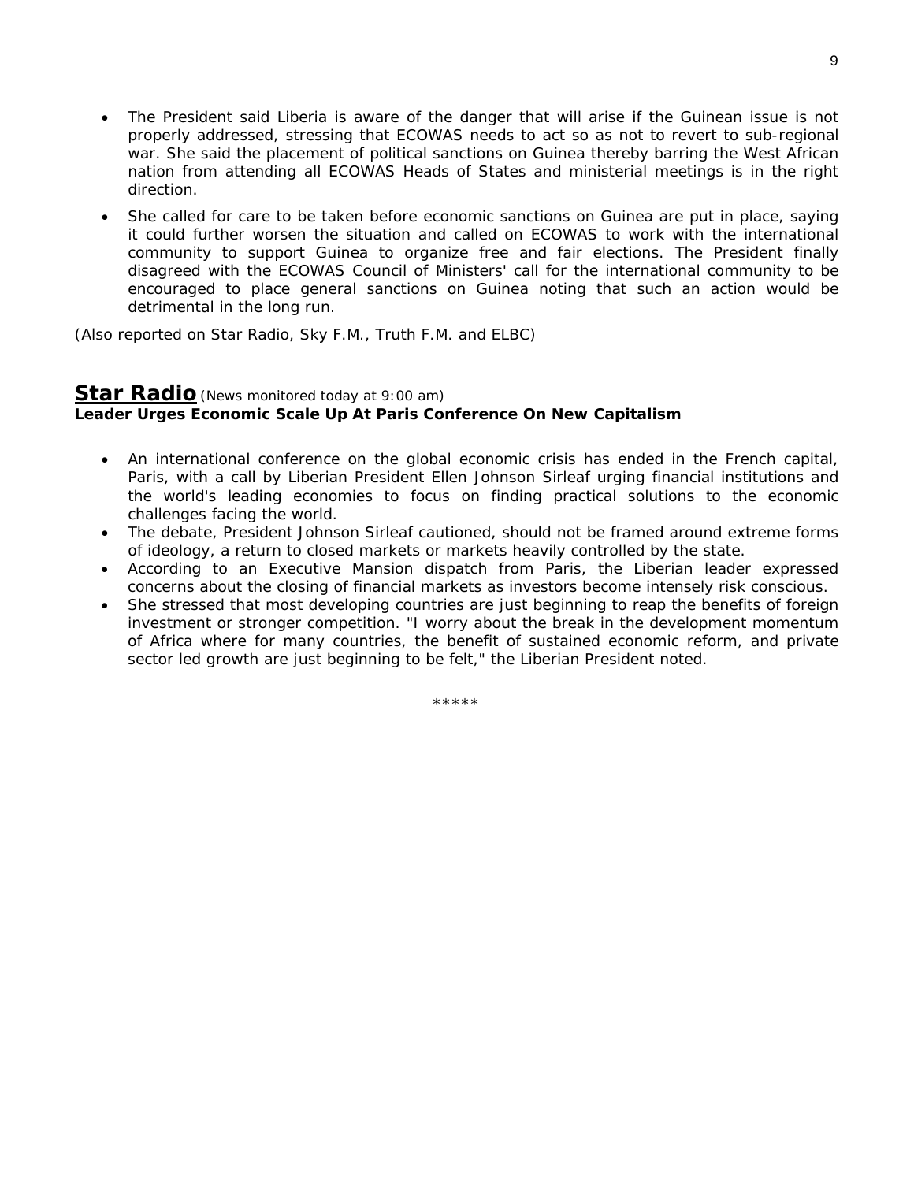- The President said Liberia is aware of the danger that will arise if the Guinean issue is not properly addressed, stressing that ECOWAS needs to act so as not to revert to sub-regional war. She said the placement of political sanctions on Guinea thereby barring the West African nation from attending all ECOWAS Heads of States and ministerial meetings is in the right direction.
- She called for care to be taken before economic sanctions on Guinea are put in place, saying it could further worsen the situation and called on ECOWAS to work with the international community to support Guinea to organize free and fair elections. The President finally disagreed with the ECOWAS Council of Ministers' call for the international community to be encouraged to place general sanctions on Guinea noting that such an action would be detrimental in the long run.

(Also reported on Star Radio, Sky F.M., Truth F.M. and ELBC)

## **Star Radio** *(News monitored today at 9:00 am)*

**Leader Urges Economic Scale Up At Paris Conference On New Capitalism**

- An international conference on the global economic crisis has ended in the French capital, Paris, with a call by Liberian President Ellen Johnson Sirleaf urging financial institutions and the world's leading economies to focus on finding practical solutions to the economic challenges facing the world.
- The debate, President Johnson Sirleaf cautioned, should not be framed around extreme forms of ideology, a return to closed markets or markets heavily controlled by the state.
- According to an Executive Mansion dispatch from Paris, the Liberian leader expressed concerns about the closing of financial markets as investors become intensely risk conscious.
- She stressed that most developing countries are just beginning to reap the benefits of foreign investment or stronger competition. "I worry about the break in the development momentum of Africa where for many countries, the benefit of sustained economic reform, and private sector led growth are just beginning to be felt," the Liberian President noted.

*****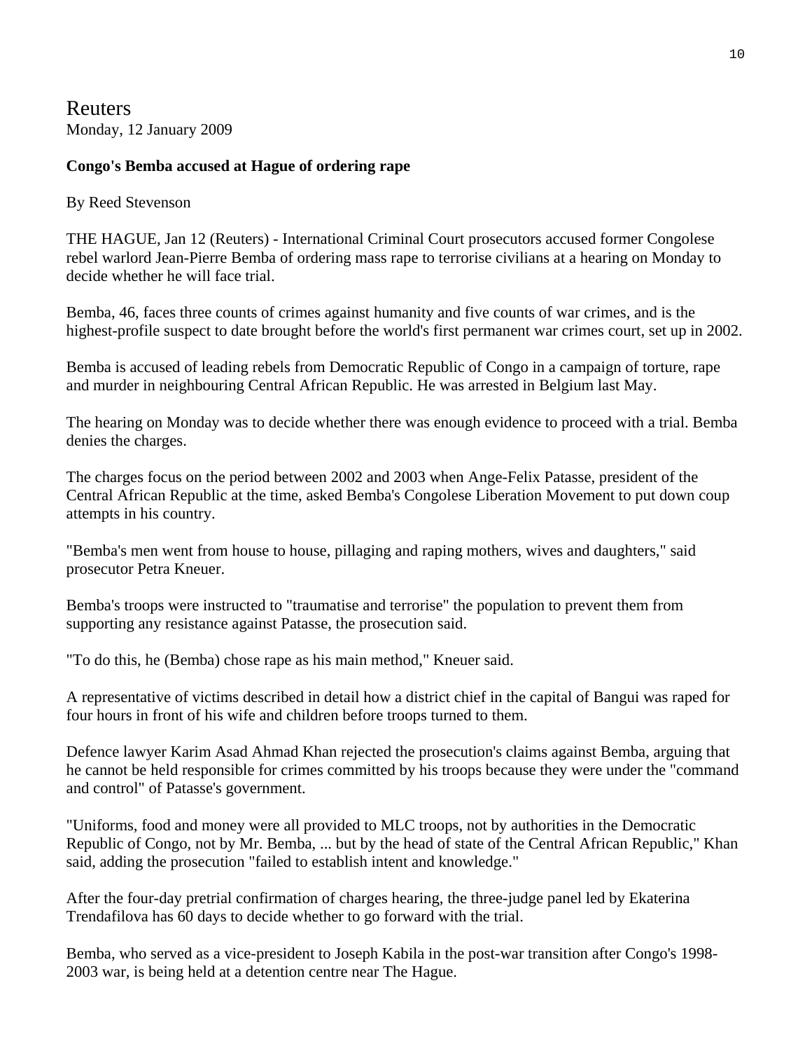# Reuters

Monday, 12 January 2009

**Congo's Bemba accused at Hague of ordering rape**

By Reed Stevenson

THE HAGUE, Jan 12 (Reuters) - International Criminal Court prosecutors accused former Congolese rebel warlord Jean-Pierre Bemba of ordering mass rape to terrorise civilians at a hearing on Monday to decide whether he will face trial.

Bemba, 46, faces three counts of crimes against humanity and five counts of war crimes, and is the highest-profile suspect to date brought before the world's first permanent war crimes court, set up in 2002.

Bemba is accused of leading rebels from Democratic Republic of Congo in a campaign of torture, rape and murder in neighbouring Central African Republic. He was arrested in Belgium last May.

The hearing on Monday was to decide whether there was enough evidence to proceed with a trial. Bemba denies the charges.

The charges focus on the period between 2002 and 2003 when Ange-Felix Patasse, president of the Central African Republic at the time, asked Bemba's Congolese Liberation Movement to put down coup attempts in his country.

"Bemba's men went from house to house, pillaging and raping mothers, wives and daughters," said prosecutor Petra Kneuer.

Bemba's troops were instructed to "traumatise and terrorise" the population to prevent them from supporting any resistance against Patasse, the prosecution said.

"To do this, he (Bemba) chose rape as his main method," Kneuer said.

A representative of victims described in detail how a district chief in the capital of Bangui was raped for four hours in front of his wife and children before troops turned to them.

Defence lawyer Karim Asad Ahmad Khan rejected the prosecution's claims against Bemba, arguing that he cannot be held responsible for crimes committed by his troops because they were under the "command and control" of Patasse's government.

"Uniforms, food and money were all provided to MLC troops, not by authorities in the Democratic Republic of Congo, not by Mr. Bemba, ... but by the head of state of the Central African Republic," Khan said, adding the prosecution "failed to establish intent and knowledge."

After the four-day pretrial confirmation of charges hearing, the three-judge panel led by Ekaterina Trendafilova has 60 days to decide whether to go forward with the trial.

Bemba, who served as a vice-president to Joseph Kabila in the post-war transition after Congo's 1998-2003 war, is being held at a detention centre near The Hague.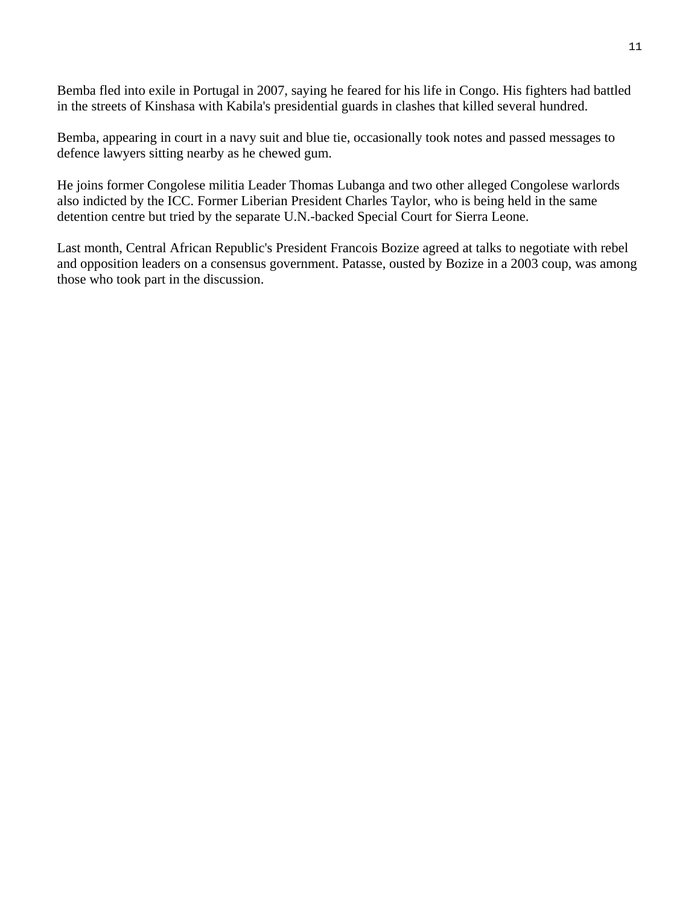Bemba fled into exile in Portugal in 2007, saying he feared for his life in Congo. His fighters had battled in the streets of Kinshasa with Kabila's presidential guards in clashes that killed several hundred.

Bemba, appearing in court in a navy suit and blue tie, occasionally took notes and passed messages to defence lawyers sitting nearby as he chewed gum.

He joins former Congolese militia Leader Thomas Lubanga and two other alleged Congolese warlords also indicted by the ICC. Former Liberian President Charles Taylor, who is being held in the same detention centre but tried by the separate U.N.-backed Special Court for Sierra Leone.

Last month, Central African Republic's President Francois Bozize agreed at talks to negotiate with rebel and opposition leaders on a consensus government. Patasse, ousted by Bozize in a 2003 coup, was among those who took part in the discussion.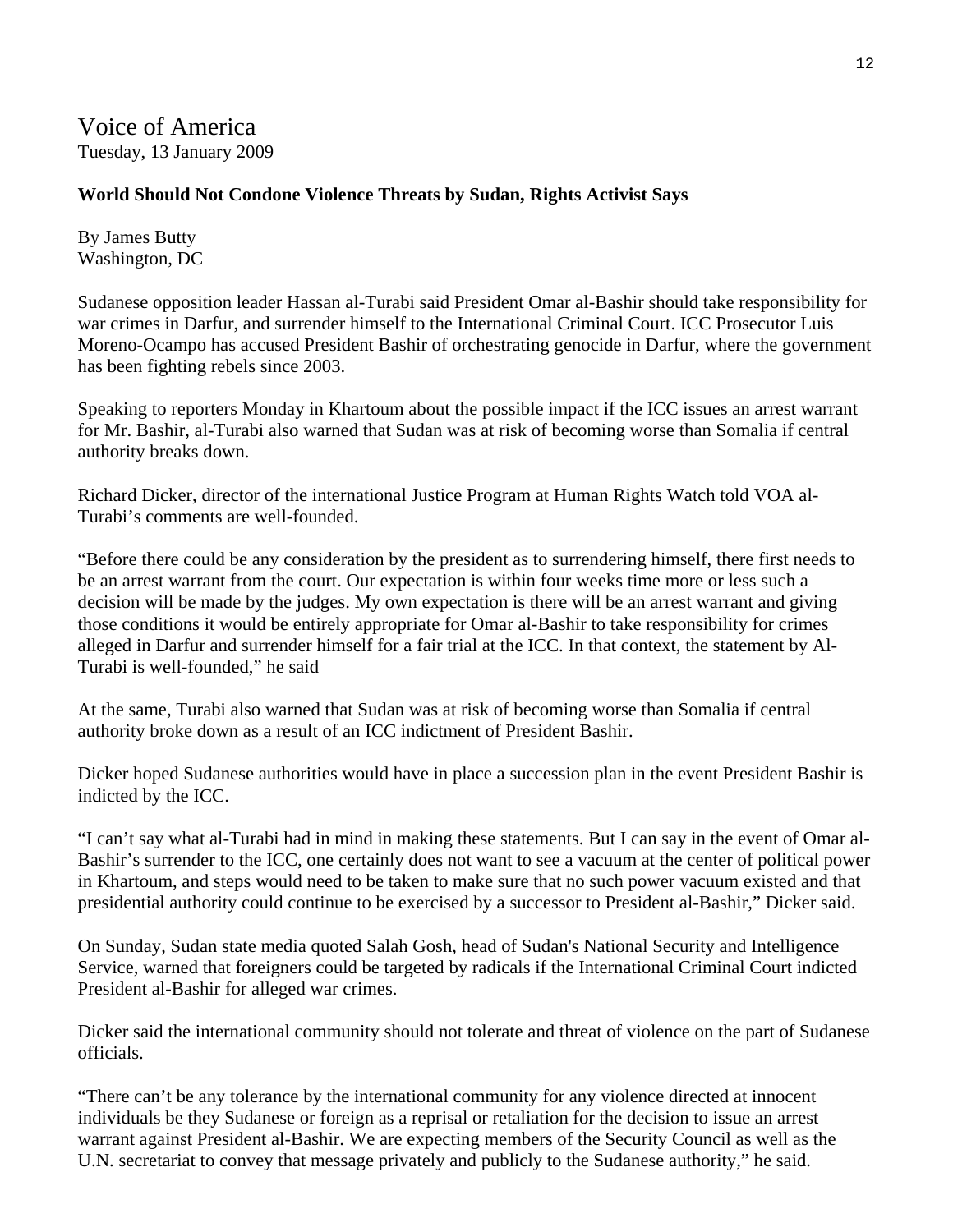Voice of America
Tuesday, 13 January 2009

**World Should Not Condone Violence Threats by Sudan, Rights Activist Says**

By James Butty
Washington, DC

Sudanese opposition leader Hassan al-Turabi said President Omar al-Bashir should take responsibility for war crimes in Darfur, and surrender himself to the International Criminal Court. ICC Prosecutor Luis Moreno-Ocampo has accused President Bashir of orchestrating genocide in Darfur, where the government has been fighting rebels since 2003.

Speaking to reporters Monday in Khartoum about the possible impact if the ICC issues an arrest warrant for Mr. Bashir, al-Turabi also warned that Sudan was at risk of becoming worse than Somalia if central authority breaks down.

Richard Dicker, director of the international Justice Program at Human Rights Watch told VOA al-Turabi's comments are well-founded.

"Before there could be any consideration by the president as to surrendering himself, there first needs to be an arrest warrant from the court. Our expectation is within four weeks time more or less such a decision will be made by the judges. My own expectation is there will be an arrest warrant and giving those conditions it would be entirely appropriate for Omar al-Bashir to take responsibility for crimes alleged in Darfur and surrender himself for a fair trial at the ICC. In that context, the statement by Al-Turabi is well-founded," he said

At the same, Turabi also warned that Sudan was at risk of becoming worse than Somalia if central authority broke down as a result of an ICC indictment of President Bashir.

Dicker hoped Sudanese authorities would have in place a succession plan in the event President Bashir is indicted by the ICC.

"I can't say what al-Turabi had in mind in making these statements. But I can say in the event of Omar al-Bashir's surrender to the ICC, one certainly does not want to see a vacuum at the center of political power in Khartoum, and steps would need to be taken to make sure that no such power vacuum existed and that presidential authority could continue to be exercised by a successor to President al-Bashir," Dicker said.

On Sunday, Sudan state media quoted Salah Gosh, head of Sudan's National Security and Intelligence Service, warned that foreigners could be targeted by radicals if the International Criminal Court indicted President al-Bashir for alleged war crimes.

Dicker said the international community should not tolerate and threat of violence on the part of Sudanese officials.

"There can't be any tolerance by the international community for any violence directed at innocent individuals be they Sudanese or foreign as a reprisal or retaliation for the decision to issue an arrest warrant against President al-Bashir. We are expecting members of the Security Council as well as the U.N. secretariat to convey that message privately and publicly to the Sudanese authority," he said.